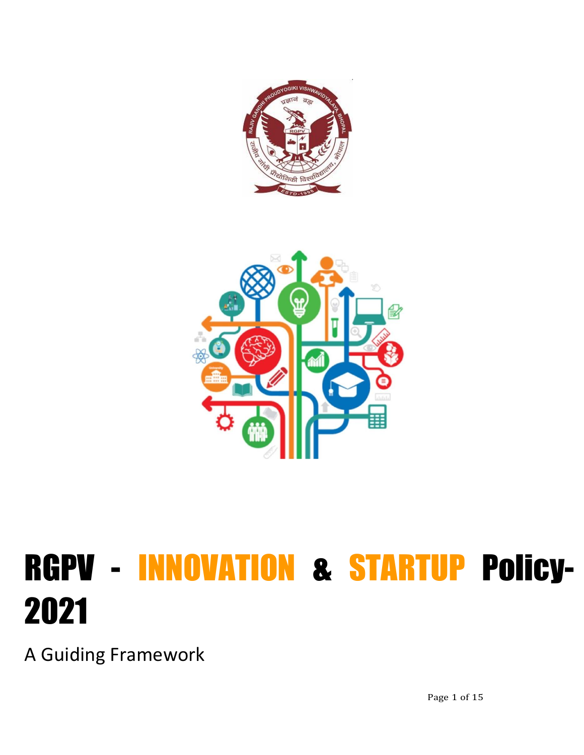# RGPV - INNOVATION & STARTUP Policy-2021

A Guiding Framework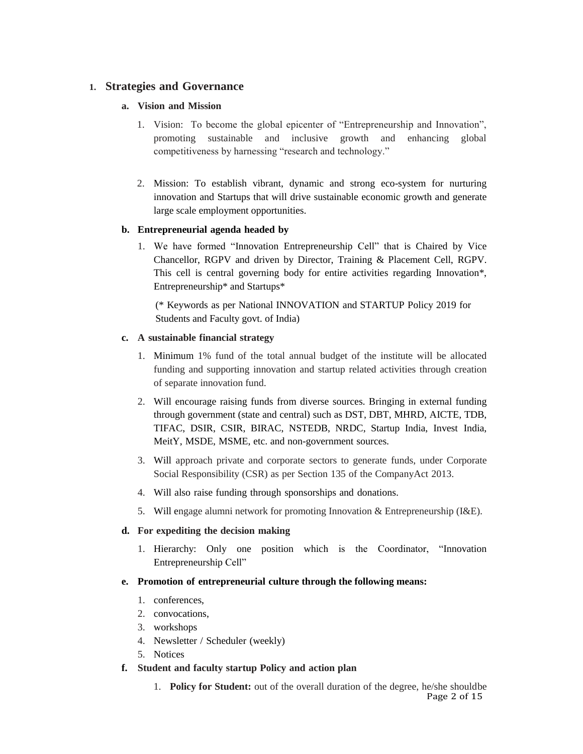## 1. Strategies and Governance

### a. Vision and Mission

1. Vision: To become the global epicenter of "Entrepreneurship and Innovation", promoting sustainable and inclusive growth and enhancing global competitiveness by harnessing "research and technology."

2. Mission: To establish vibrant, dynamic and strong eco-system for nurturing innovation and Startups that will drive sustainable economic growth and generate large scale employment opportunities.

### b. Entrepreneurial agenda headed by

1. We have formed "Innovation Entrepreneurship Cell" that is Chaired by Vice Chancellor, RGPV and driven by Director, Training & Placement Cell, RGPV. This cell is central governing body for entire activities regarding Innovation*, Entrepreneurship* and Startups*

   (* Keywords as per National INNOVATION and STARTUP Policy 2019 for Students and Faculty govt. of India)

### c. A sustainable financial strategy

1. Minimum 1% fund of the total annual budget of the institute will be allocated funding and supporting innovation and startup related activities through creation of separate innovation fund.
2. Will encourage raising funds from diverse sources. Bringing in external funding through government (state and central) such as DST, DBT, MHRD, AICTE, TDB, TIFAC, DSIR, CSIR, BIRAC, NSTEDB, NRDC, Startup India, Invest India, MeitY, MSDE, MSME, etc. and non-government sources.
3. Will approach private and corporate sectors to generate funds, under Corporate Social Responsibility (CSR) as per Section 135 of the CompanyAct 2013.
4. Will also raise funding through sponsorships and donations.
5. Will engage alumni network for promoting Innovation & Entrepreneurship (I&E).

### d. For expediting the decision making

1. Hierarchy: Only one position which is the Coordinator, "Innovation Entrepreneurship Cell"

### e. Promotion of entrepreneurial culture through the following means:

1. conferences,
2. convocations,
3. workshops
4. Newsletter / Scheduler (weekly)
5. Notices

### f. Student and faculty startup Policy and action plan

1. **Policy for Student:** out of the overall duration of the degree, he/she shouldbe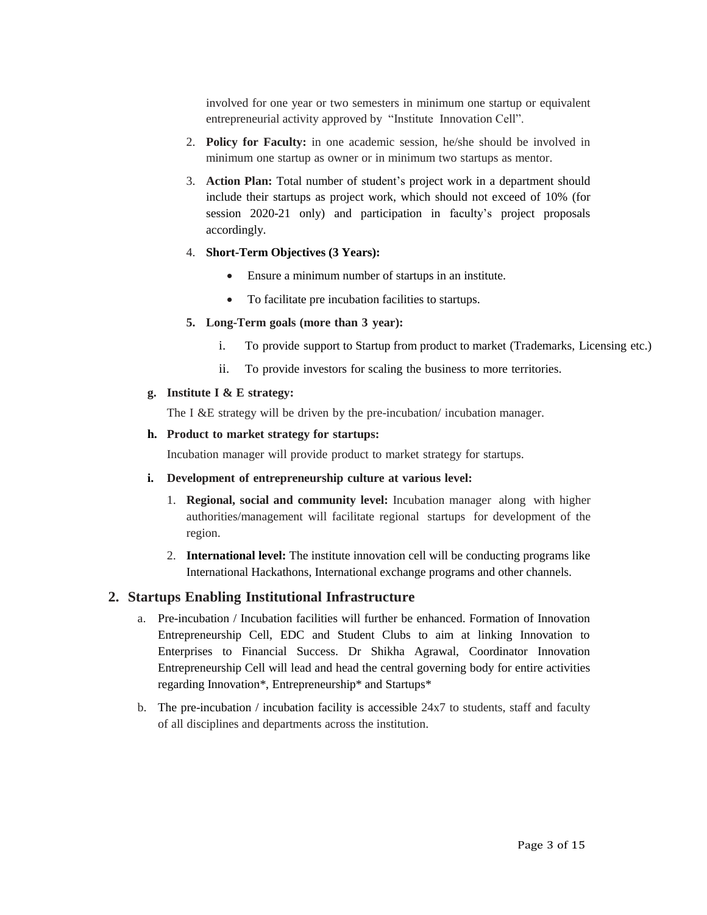involved for one year or two semesters in minimum one startup or equivalent entrepreneurial activity approved by "Institute Innovation Cell".

2. **Policy for Faculty:** in one academic session, he/she should be involved in minimum one startup as owner or in minimum two startups as mentor.

3. **Action Plan:** Total number of student's project work in a department should include their startups as project work, which should not exceed of 10% (for session 2020-21 only) and participation in faculty's project proposals accordingly.

4. **Short-Term Objectives (3 Years):**
   - Ensure a minimum number of startups in an institute.
   - To facilitate pre incubation facilities to startups.

5. **Long-Term goals (more than 3 year):**
   1. To provide support to Startup from product to market (Trademarks, Licensing etc.)
   2. To provide investors for scaling the business to more territories.

**g. Institute I & E strategy:**

The I &E strategy will be driven by the pre-incubation/ incubation manager.

**h. Product to market strategy for startups:**

Incubation manager will provide product to market strategy for startups.

**i. Development of entrepreneurship culture at various level:**

1. **Regional, social and community level:** Incubation manager along with higher authorities/management will facilitate regional startups for development of the region.
2. **International level:** The institute innovation cell will be conducting programs like International Hackathons, International exchange programs and other channels.

## 2. Startups Enabling Institutional Infrastructure

a. Pre-incubation / Incubation facilities will further be enhanced. Formation of Innovation Entrepreneurship Cell, EDC and Student Clubs to aim at linking Innovation to Enterprises to Financial Success. Dr Shikha Agrawal, Coordinator Innovation Entrepreneurship Cell will lead and head the central governing body for entire activities regarding Innovation*, Entrepreneurship* and Startups*

b. The pre-incubation / incubation facility is accessible 24x7 to students, staff and faculty of all disciplines and departments across the institution.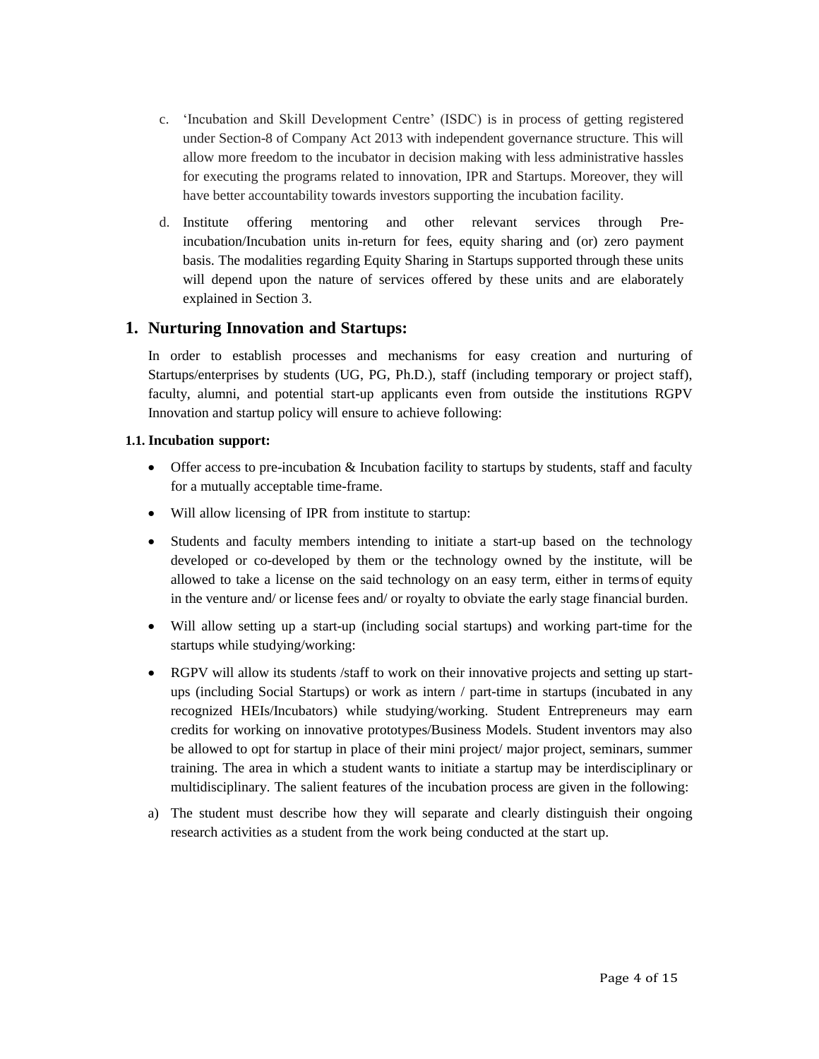c. 'Incubation and Skill Development Centre' (ISDC) is in process of getting registered under Section-8 of Company Act 2013 with independent governance structure. This will allow more freedom to the incubator in decision making with less administrative hassles for executing the programs related to innovation, IPR and Startups. Moreover, they will have better accountability towards investors supporting the incubation facility.

d. Institute offering mentoring and other relevant services through Pre-incubation/Incubation units in-return for fees, equity sharing and (or) zero payment basis. The modalities regarding Equity Sharing in Startups supported through these units will depend upon the nature of services offered by these units and are elaborately explained in Section 3.

## 1. Nurturing Innovation and Startups:

In order to establish processes and mechanisms for easy creation and nurturing of Startups/enterprises by students (UG, PG, Ph.D.), staff (including temporary or project staff), faculty, alumni, and potential start-up applicants even from outside the institutions RGPV Innovation and startup policy will ensure to achieve following:

### 1.1. Incubation support:

- Offer access to pre-incubation & Incubation facility to startups by students, staff and faculty for a mutually acceptable time-frame.
- Will allow licensing of IPR from institute to startup:
- Students and faculty members intending to initiate a start-up based on the technology developed or co-developed by them or the technology owned by the institute, will be allowed to take a license on the said technology on an easy term, either in terms of equity in the venture and/ or license fees and/ or royalty to obviate the early stage financial burden.
- Will allow setting up a start-up (including social startups) and working part-time for the startups while studying/working:
- RGPV will allow its students /staff to work on their innovative projects and setting up start-ups (including Social Startups) or work as intern / part-time in startups (incubated in any recognized HEIs/Incubators) while studying/working. Student Entrepreneurs may earn credits for working on innovative prototypes/Business Models. Student inventors may also be allowed to opt for startup in place of their mini project/ major project, seminars, summer training. The area in which a student wants to initiate a startup may be interdisciplinary or multidisciplinary. The salient features of the incubation process are given in the following:

a) The student must describe how they will separate and clearly distinguish their ongoing research activities as a student from the work being conducted at the start up.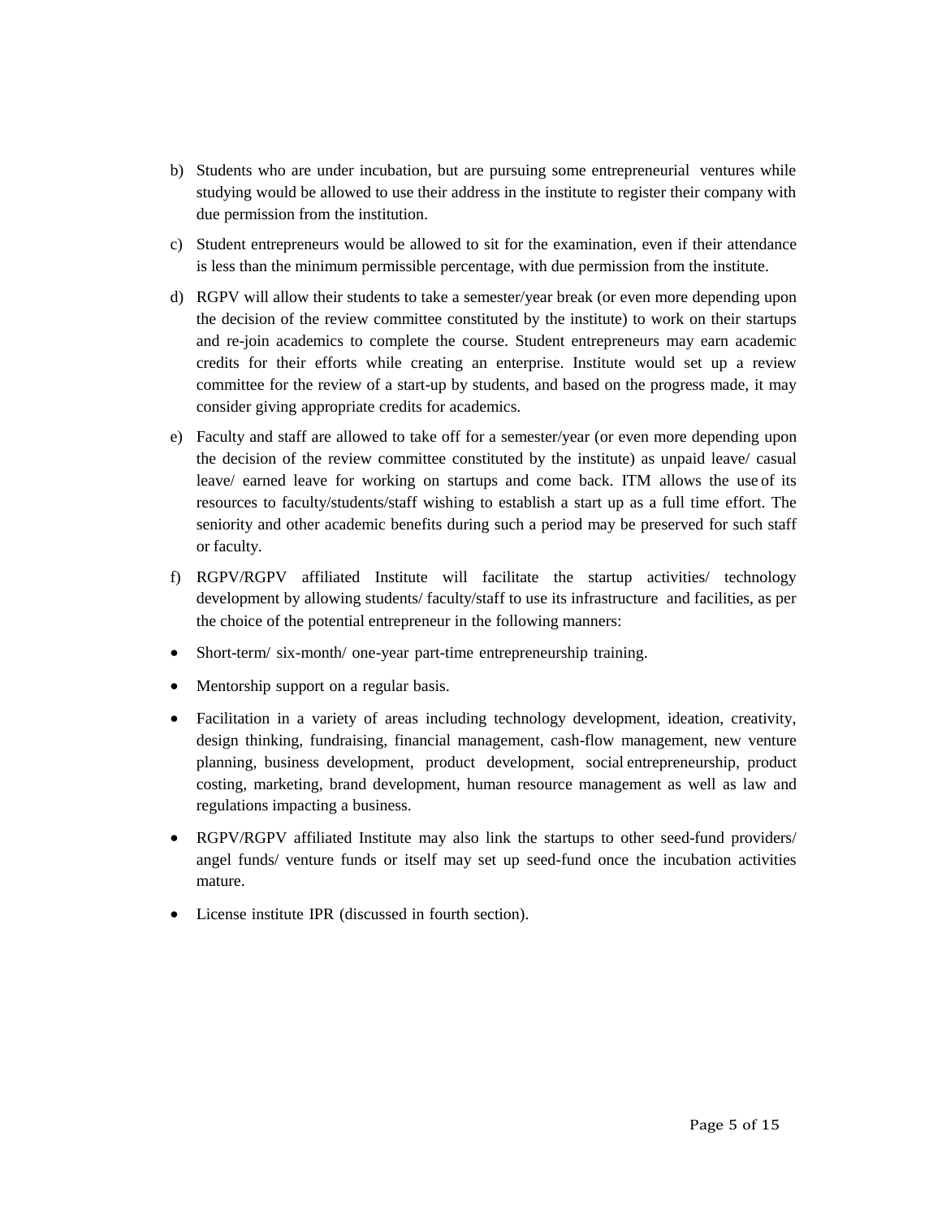b) Students who are under incubation, but are pursuing some entrepreneurial ventures while studying would be allowed to use their address in the institute to register their company with due permission from the institution.

c) Student entrepreneurs would be allowed to sit for the examination, even if their attendance is less than the minimum permissible percentage, with due permission from the institute.

d) RGPV will allow their students to take a semester/year break (or even more depending upon the decision of the review committee constituted by the institute) to work on their startups and re-join academics to complete the course. Student entrepreneurs may earn academic credits for their efforts while creating an enterprise. Institute would set up a review committee for the review of a start-up by students, and based on the progress made, it may consider giving appropriate credits for academics.

e) Faculty and staff are allowed to take off for a semester/year (or even more depending upon the decision of the review committee constituted by the institute) as unpaid leave/ casual leave/ earned leave for working on startups and come back. ITM allows the use of its resources to faculty/students/staff wishing to establish a start up as a full time effort. The seniority and other academic benefits during such a period may be preserved for such staff or faculty.

f) RGPV/RGPV affiliated Institute will facilitate the startup activities/ technology development by allowing students/ faculty/staff to use its infrastructure and facilities, as per the choice of the potential entrepreneur in the following manners:

- Short-term/ six-month/ one-year part-time entrepreneurship training.
- Mentorship support on a regular basis.
- Facilitation in a variety of areas including technology development, ideation, creativity, design thinking, fundraising, financial management, cash-flow management, new venture planning, business development, product development, social entrepreneurship, product costing, marketing, brand development, human resource management as well as law and regulations impacting a business.
- RGPV/RGPV affiliated Institute may also link the startups to other seed-fund providers/ angel funds/ venture funds or itself may set up seed-fund once the incubation activities mature.
- License institute IPR (discussed in fourth section).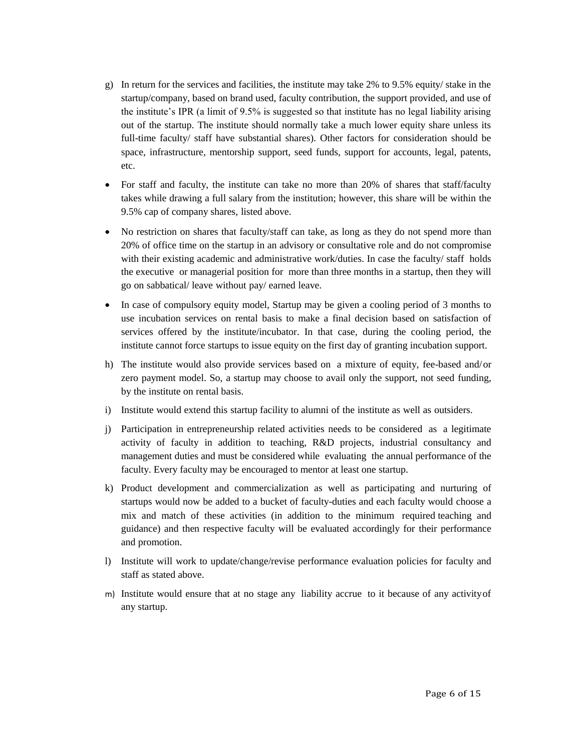g) In return for the services and facilities, the institute may take 2% to 9.5% equity/ stake in the startup/company, based on brand used, faculty contribution, the support provided, and use of the institute's IPR (a limit of 9.5% is suggested so that institute has no legal liability arising out of the startup. The institute should normally take a much lower equity share unless its full-time faculty/ staff have substantial shares). Other factors for consideration should be space, infrastructure, mentorship support, seed funds, support for accounts, legal, patents, etc.

- For staff and faculty, the institute can take no more than 20% of shares that staff/faculty takes while drawing a full salary from the institution; however, this share will be within the 9.5% cap of company shares, listed above.
- No restriction on shares that faculty/staff can take, as long as they do not spend more than 20% of office time on the startup in an advisory or consultative role and do not compromise with their existing academic and administrative work/duties. In case the faculty/ staff holds the executive or managerial position for more than three months in a startup, then they will go on sabbatical/ leave without pay/ earned leave.
- In case of compulsory equity model, Startup may be given a cooling period of 3 months to use incubation services on rental basis to make a final decision based on satisfaction of services offered by the institute/incubator. In that case, during the cooling period, the institute cannot force startups to issue equity on the first day of granting incubation support.

h) The institute would also provide services based on a mixture of equity, fee-based and/ or zero payment model. So, a startup may choose to avail only the support, not seed funding, by the institute on rental basis.

i) Institute would extend this startup facility to alumni of the institute as well as outsiders.

j) Participation in entrepreneurship related activities needs to be considered as a legitimate activity of faculty in addition to teaching, R&D projects, industrial consultancy and management duties and must be considered while evaluating the annual performance of the faculty. Every faculty may be encouraged to mentor at least one startup.

k) Product development and commercialization as well as participating and nurturing of startups would now be added to a bucket of faculty-duties and each faculty would choose a mix and match of these activities (in addition to the minimum required teaching and guidance) and then respective faculty will be evaluated accordingly for their performance and promotion.

l) Institute will work to update/change/revise performance evaluation policies for faculty and staff as stated above.

m) Institute would ensure that at no stage any liability accrue to it because of any activity of any startup.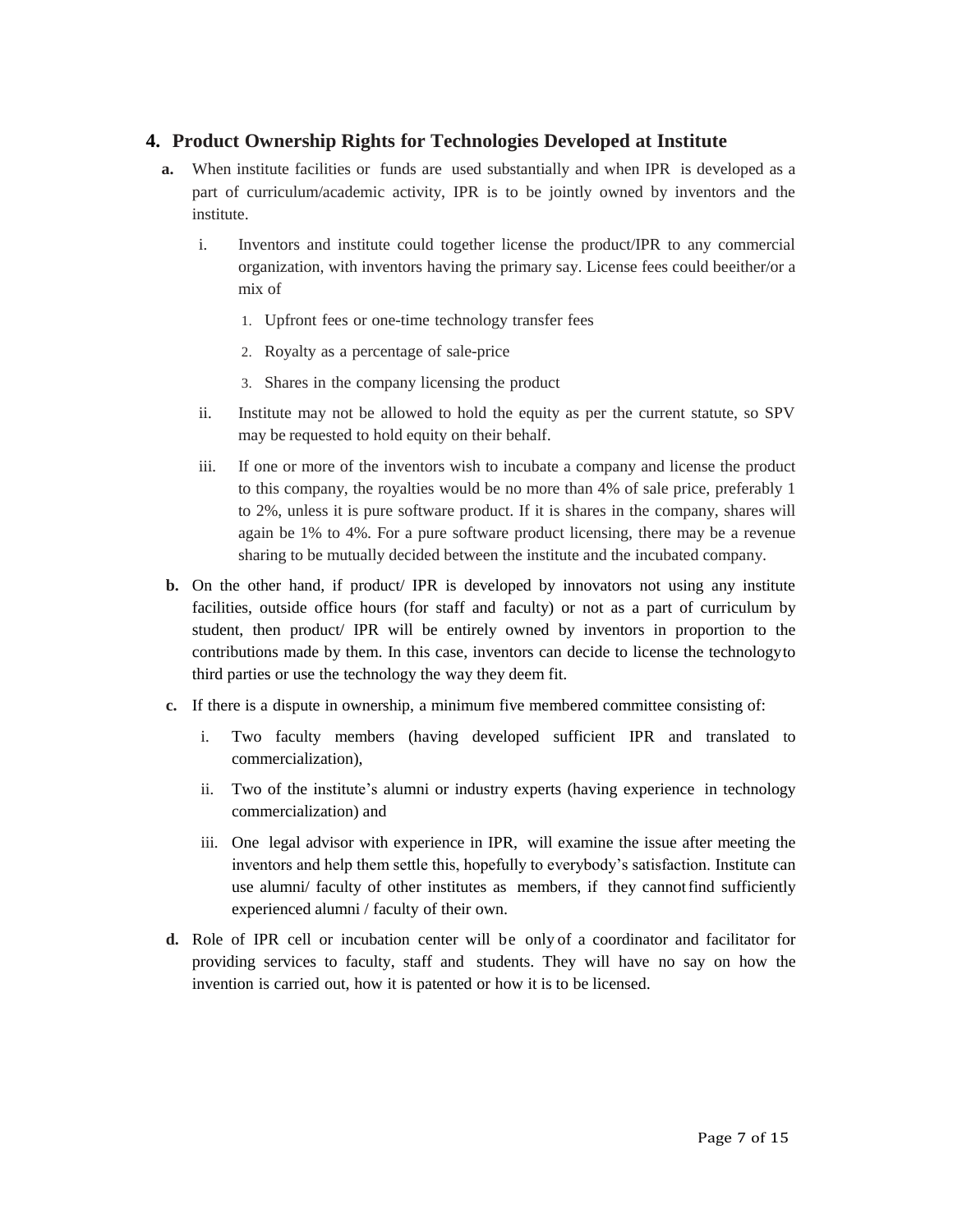## 4. Product Ownership Rights for Technologies Developed at Institute

**a.** When institute facilities or funds are used substantially and when IPR is developed as a part of curriculum/academic activity, IPR is to be jointly owned by inventors and the institute.

   i. Inventors and institute could together license the product/IPR to any commercial organization, with inventors having the primary say. License fees could beeither/or a mix of

      1. Upfront fees or one-time technology transfer fees
      2. Royalty as a percentage of sale-price
      3. Shares in the company licensing the product

   ii. Institute may not be allowed to hold the equity as per the current statute, so SPV may be requested to hold equity on their behalf.

   iii. If one or more of the inventors wish to incubate a company and license the product to this company, the royalties would be no more than 4% of sale price, preferably 1 to 2%, unless it is pure software product. If it is shares in the company, shares will again be 1% to 4%. For a pure software product licensing, there may be a revenue sharing to be mutually decided between the institute and the incubated company.

**b.** On the other hand, if product/ IPR is developed by innovators not using any institute facilities, outside office hours (for staff and faculty) or not as a part of curriculum by student, then product/ IPR will be entirely owned by inventors in proportion to the contributions made by them. In this case, inventors can decide to license the technologyto third parties or use the technology the way they deem fit.

**c.** If there is a dispute in ownership, a minimum five membered committee consisting of:

   i. Two faculty members (having developed sufficient IPR and translated to commercialization),

   ii. Two of the institute's alumni or industry experts (having experience in technology commercialization) and

   iii. One legal advisor with experience in IPR, will examine the issue after meeting the inventors and help them settle this, hopefully to everybody's satisfaction. Institute can use alumni/ faculty of other institutes as members, if they cannotfind sufficiently experienced alumni / faculty of their own.

**d.** Role of IPR cell or incubation center will be only of a coordinator and facilitator for providing services to faculty, staff and students. They will have no say on how the invention is carried out, how it is patented or how it is to be licensed.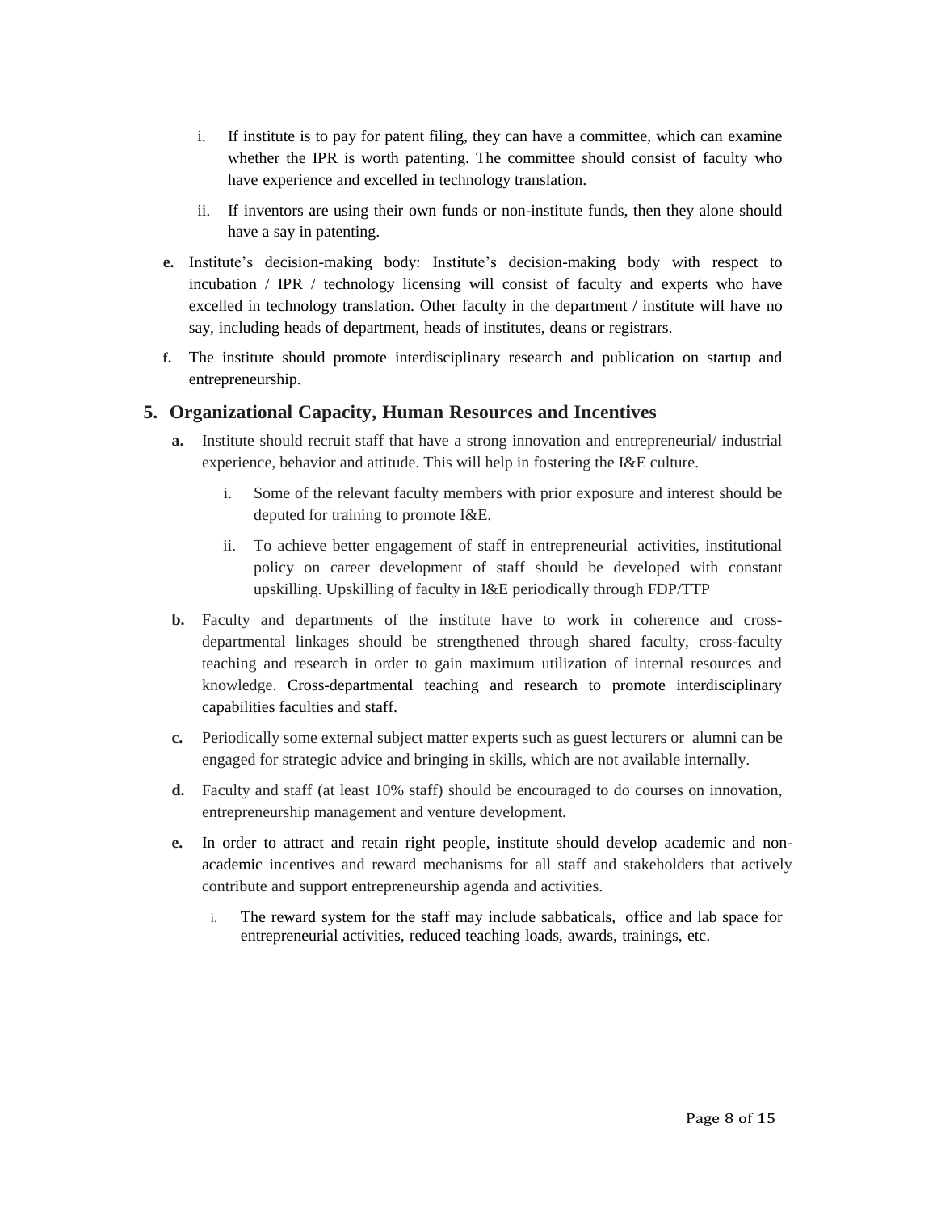i. If institute is to pay for patent filing, they can have a committee, which can examine whether the IPR is worth patenting. The committee should consist of faculty who have experience and excelled in technology translation.

   ii. If inventors are using their own funds or non-institute funds, then they alone should have a say in patenting.

**e.** Institute's decision-making body: Institute's decision-making body with respect to incubation / IPR / technology licensing will consist of faculty and experts who have excelled in technology translation. Other faculty in the department / institute will have no say, including heads of department, heads of institutes, deans or registrars.

**f.** The institute should promote interdisciplinary research and publication on startup and entrepreneurship.

## 5. Organizational Capacity, Human Resources and Incentives

**a.** Institute should recruit staff that have a strong innovation and entrepreneurial/ industrial experience, behavior and attitude. This will help in fostering the I&E culture.

   i. Some of the relevant faculty members with prior exposure and interest should be deputed for training to promote I&E.

   ii. To achieve better engagement of staff in entrepreneurial activities, institutional policy on career development of staff should be developed with constant upskilling. Upskilling of faculty in I&E periodically through FDP/TTP

**b.** Faculty and departments of the institute have to work in coherence and cross-departmental linkages should be strengthened through shared faculty, cross-faculty teaching and research in order to gain maximum utilization of internal resources and knowledge. Cross-departmental teaching and research to promote interdisciplinary capabilities faculties and staff.

**c.** Periodically some external subject matter experts such as guest lecturers or alumni can be engaged for strategic advice and bringing in skills, which are not available internally.

**d.** Faculty and staff (at least 10% staff) should be encouraged to do courses on innovation, entrepreneurship management and venture development.

**e.** In order to attract and retain right people, institute should develop academic and non-academic incentives and reward mechanisms for all staff and stakeholders that actively contribute and support entrepreneurship agenda and activities.

   i. The reward system for the staff may include sabbaticals, office and lab space for entrepreneurial activities, reduced teaching loads, awards, trainings, etc.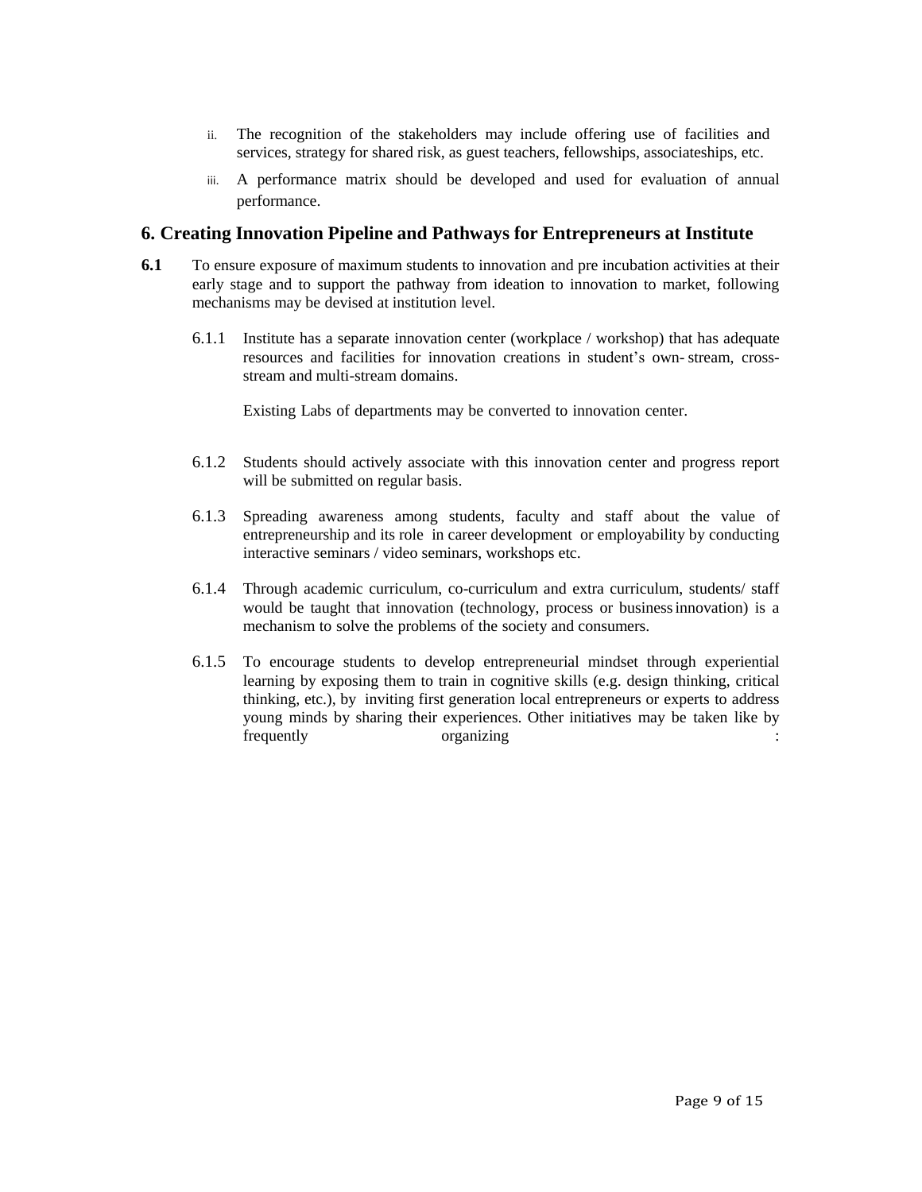ii. The recognition of the stakeholders may include offering use of facilities and services, strategy for shared risk, as guest teachers, fellowships, associateships, etc.

iii. A performance matrix should be developed and used for evaluation of annual performance.

## 6. Creating Innovation Pipeline and Pathways for Entrepreneurs at Institute

**6.1** To ensure exposure of maximum students to innovation and pre incubation activities at their early stage and to support the pathway from ideation to innovation to market, following mechanisms may be devised at institution level.

6.1.1 Institute has a separate innovation center (workplace / workshop) that has adequate resources and facilities for innovation creations in student's own- stream, cross-stream and multi-stream domains.

Existing Labs of departments may be converted to innovation center.

6.1.2 Students should actively associate with this innovation center and progress report will be submitted on regular basis.

6.1.3 Spreading awareness among students, faculty and staff about the value of entrepreneurship and its role in career development or employability by conducting interactive seminars / video seminars, workshops etc.

6.1.4 Through academic curriculum, co-curriculum and extra curriculum, students/ staff would be taught that innovation (technology, process or business innovation) is a mechanism to solve the problems of the society and consumers.

6.1.5 To encourage students to develop entrepreneurial mindset through experiential learning by exposing them to train in cognitive skills (e.g. design thinking, critical thinking, etc.), by inviting first generation local entrepreneurs or experts to address young minds by sharing their experiences. Other initiatives may be taken like by frequently organizing :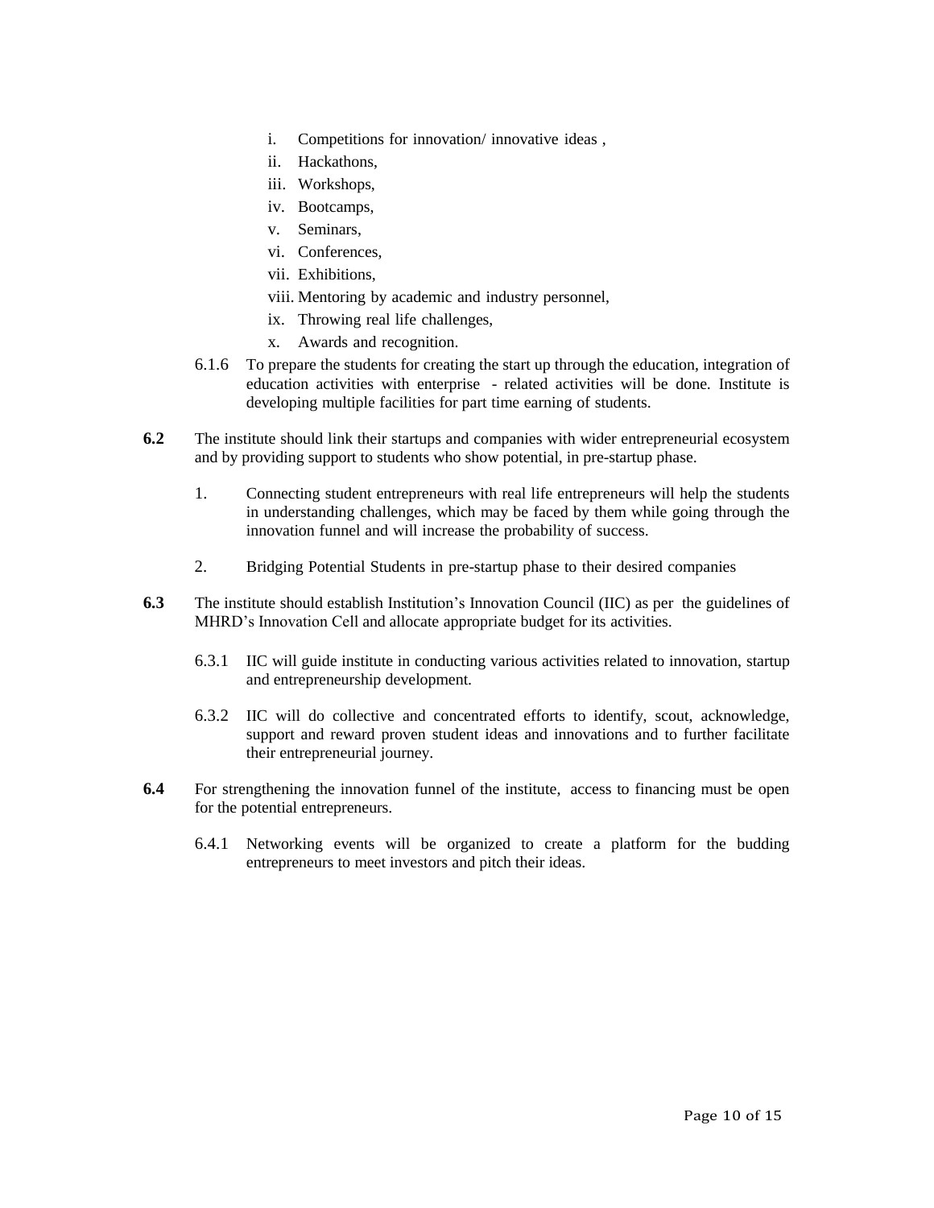i. Competitions for innovation/ innovative ideas ,
ii. Hackathons,
iii. Workshops,
iv. Bootcamps,
v. Seminars,
vi. Conferences,
vii. Exhibitions,
viii. Mentoring by academic and industry personnel,
ix. Throwing real life challenges,
x. Awards and recognition.

6.1.6 To prepare the students for creating the start up through the education, integration of education activities with enterprise - related activities will be done. Institute is developing multiple facilities for part time earning of students.

**6.2** The institute should link their startups and companies with wider entrepreneurial ecosystem and by providing support to students who show potential, in pre-startup phase.

1. Connecting student entrepreneurs with real life entrepreneurs will help the students in understanding challenges, which may be faced by them while going through the innovation funnel and will increase the probability of success.

2. Bridging Potential Students in pre-startup phase to their desired companies

**6.3** The institute should establish Institution's Innovation Council (IIC) as per the guidelines of MHRD's Innovation Cell and allocate appropriate budget for its activities.

6.3.1 IIC will guide institute in conducting various activities related to innovation, startup and entrepreneurship development.

6.3.2 IIC will do collective and concentrated efforts to identify, scout, acknowledge, support and reward proven student ideas and innovations and to further facilitate their entrepreneurial journey.

**6.4** For strengthening the innovation funnel of the institute, access to financing must be open for the potential entrepreneurs.

6.4.1 Networking events will be organized to create a platform for the budding entrepreneurs to meet investors and pitch their ideas.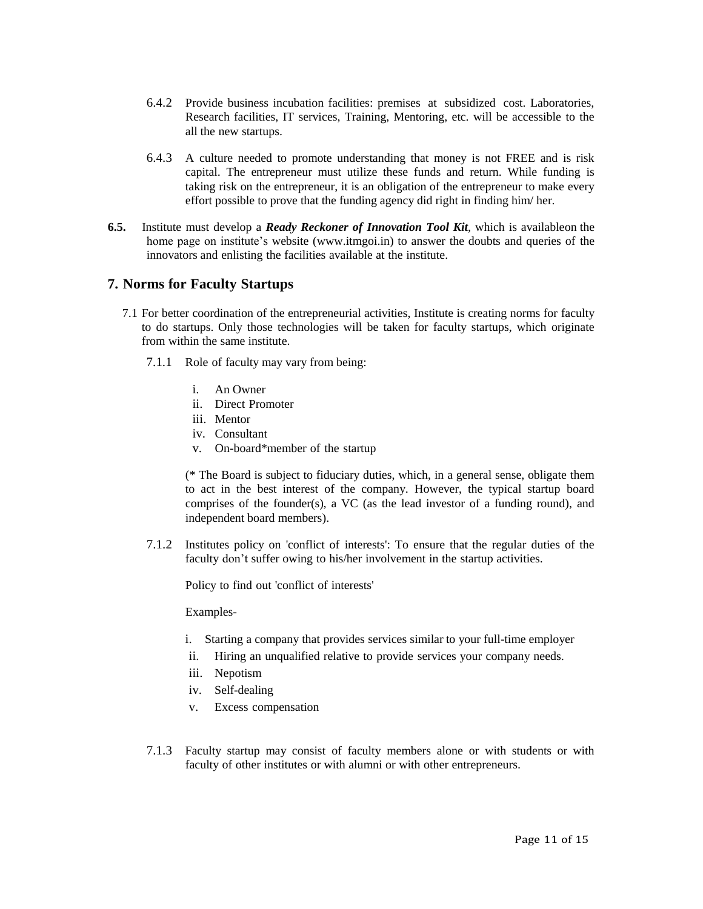6.4.2 Provide business incubation facilities: premises at subsidized cost. Laboratories, Research facilities, IT services, Training, Mentoring, etc. will be accessible to the all the new startups.

6.4.3 A culture needed to promote understanding that money is not FREE and is risk capital. The entrepreneur must utilize these funds and return. While funding is taking risk on the entrepreneur, it is an obligation of the entrepreneur to make every effort possible to prove that the funding agency did right in finding him/ her.

**6.5.** Institute must develop a ***Ready Reckoner of Innovation Tool Kit***, which is availableon the home page on institute's website (www.itmgoi.in) to answer the doubts and queries of the innovators and enlisting the facilities available at the institute.

## 7. Norms for Faculty Startups

7.1 For better coordination of the entrepreneurial activities, Institute is creating norms for faculty to do startups. Only those technologies will be taken for faculty startups, which originate from within the same institute.

7.1.1 Role of faculty may vary from being:

i. An Owner
ii. Direct Promoter
iii. Mentor
iv. Consultant
v. On-board*member of the startup

(* The Board is subject to fiduciary duties, which, in a general sense, obligate them to act in the best interest of the company. However, the typical startup board comprises of the founder(s), a VC (as the lead investor of a funding round), and independent board members).

7.1.2 Institutes policy on 'conflict of interests': To ensure that the regular duties of the faculty don't suffer owing to his/her involvement in the startup activities.

Policy to find out 'conflict of interests'

Examples-

i. Starting a company that provides services similar to your full-time employer
ii. Hiring an unqualified relative to provide services your company needs.
iii. Nepotism
iv. Self-dealing
v. Excess compensation

7.1.3 Faculty startup may consist of faculty members alone or with students or with faculty of other institutes or with alumni or with other entrepreneurs.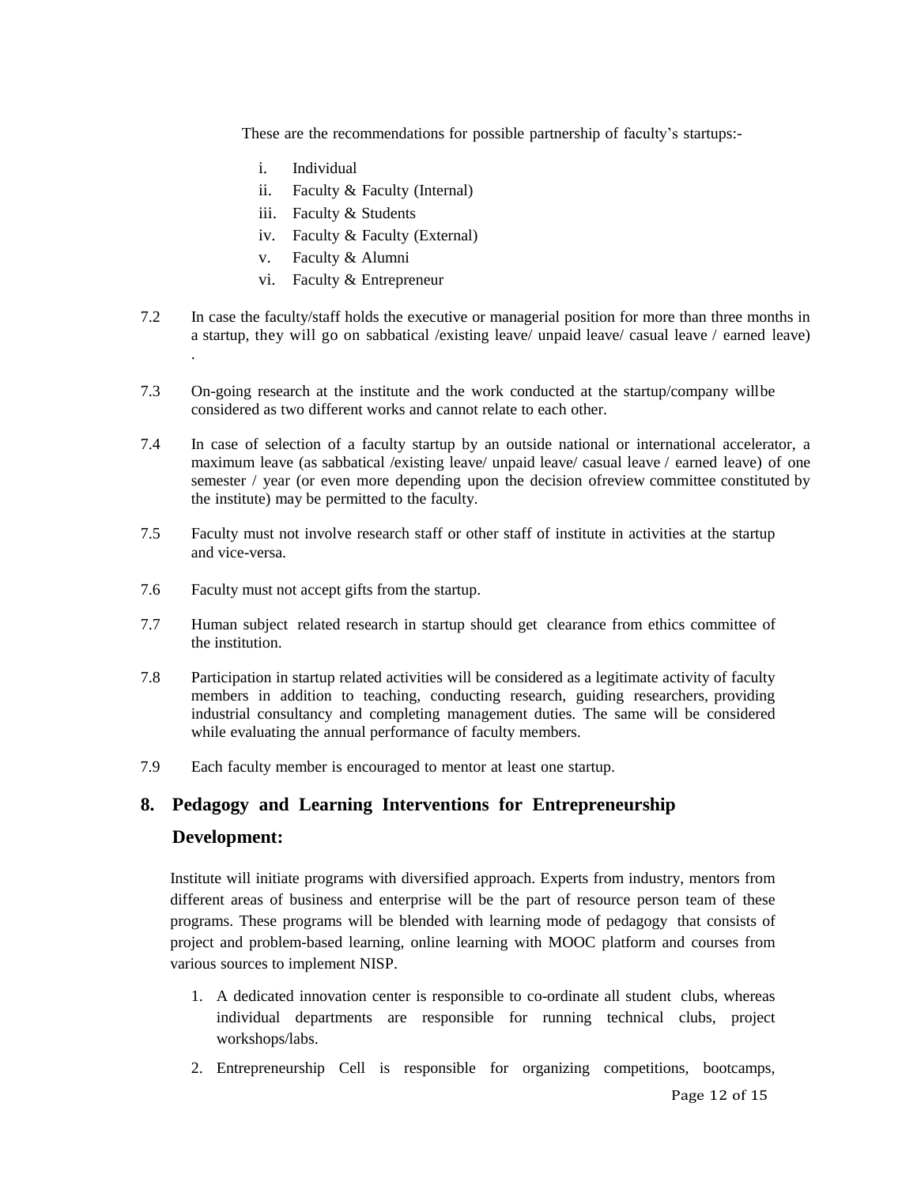These are the recommendations for possible partnership of faculty's startups:-

i. Individual
ii. Faculty & Faculty (Internal)
iii. Faculty & Students
iv. Faculty & Faculty (External)
v. Faculty & Alumni
vi. Faculty & Entrepreneur

7.2 In case the faculty/staff holds the executive or managerial position for more than three months in a startup, they will go on sabbatical /existing leave/ unpaid leave/ casual leave / earned leave) .

7.3 On-going research at the institute and the work conducted at the startup/company willbe considered as two different works and cannot relate to each other.

7.4 In case of selection of a faculty startup by an outside national or international accelerator, a maximum leave (as sabbatical /existing leave/ unpaid leave/ casual leave / earned leave) of one semester / year (or even more depending upon the decision ofreview committee constituted by the institute) may be permitted to the faculty.

7.5 Faculty must not involve research staff or other staff of institute in activities at the startup and vice-versa.

7.6 Faculty must not accept gifts from the startup.

7.7 Human subject related research in startup should get clearance from ethics committee of the institution.

7.8 Participation in startup related activities will be considered as a legitimate activity of faculty members in addition to teaching, conducting research, guiding researchers, providing industrial consultancy and completing management duties. The same will be considered while evaluating the annual performance of faculty members.

7.9 Each faculty member is encouraged to mentor at least one startup.

## 8. Pedagogy and Learning Interventions for Entrepreneurship Development:

Institute will initiate programs with diversified approach. Experts from industry, mentors from different areas of business and enterprise will be the part of resource person team of these programs. These programs will be blended with learning mode of pedagogy that consists of project and problem-based learning, online learning with MOOC platform and courses from various sources to implement NISP.

1. A dedicated innovation center is responsible to co-ordinate all student clubs, whereas individual departments are responsible for running technical clubs, project workshops/labs.
2. Entrepreneurship Cell is responsible for organizing competitions, bootcamps,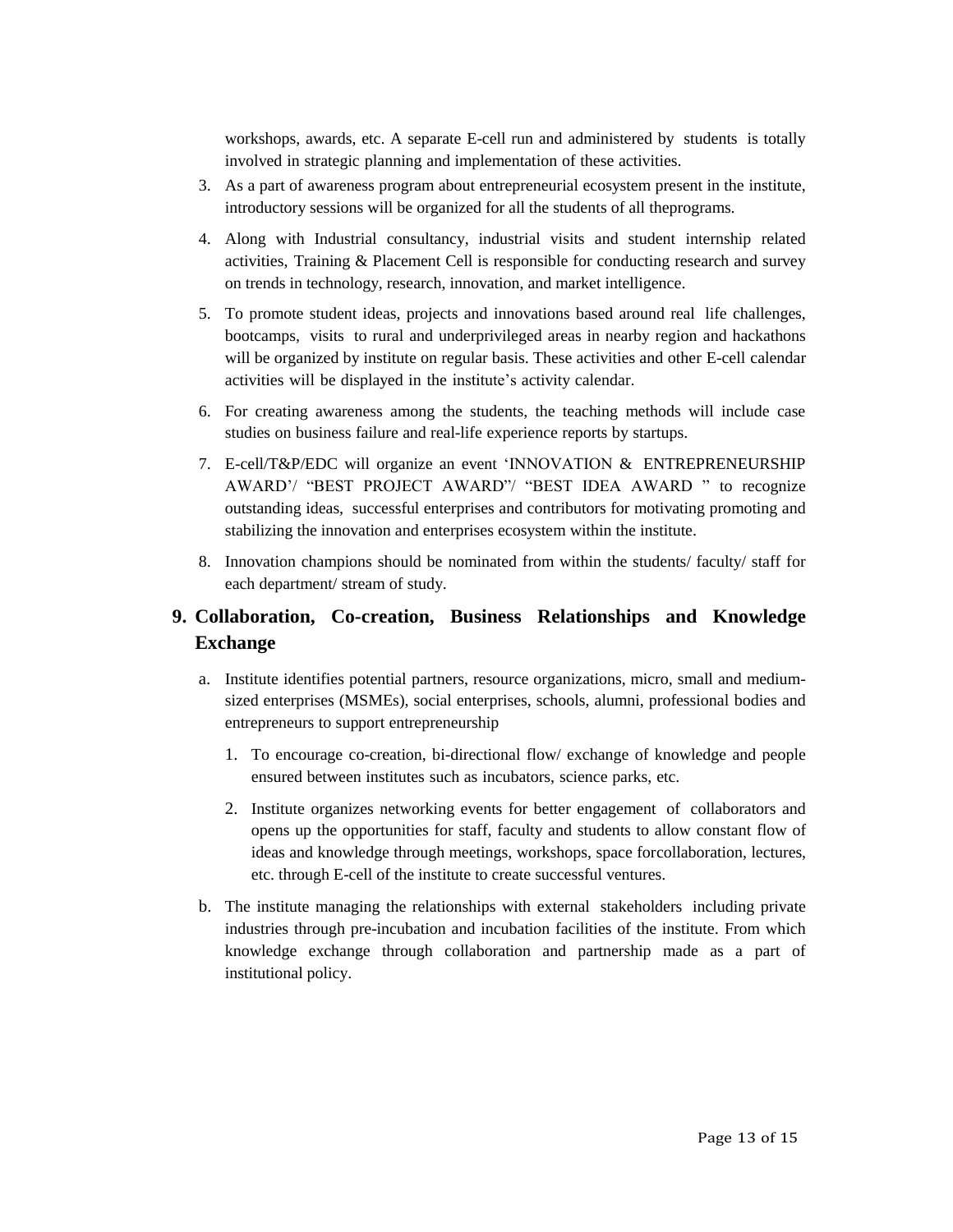workshops, awards, etc. A separate E-cell run and administered by students is totally involved in strategic planning and implementation of these activities.

3. As a part of awareness program about entrepreneurial ecosystem present in the institute, introductory sessions will be organized for all the students of all theprograms.
4. Along with Industrial consultancy, industrial visits and student internship related activities, Training & Placement Cell is responsible for conducting research and survey on trends in technology, research, innovation, and market intelligence.
5. To promote student ideas, projects and innovations based around real life challenges, bootcamps, visits to rural and underprivileged areas in nearby region and hackathons will be organized by institute on regular basis. These activities and other E-cell calendar activities will be displayed in the institute's activity calendar.
6. For creating awareness among the students, the teaching methods will include case studies on business failure and real-life experience reports by startups.
7. E-cell/T&P/EDC will organize an event 'INNOVATION & ENTREPRENEURSHIP AWARD'/ "BEST PROJECT AWARD"/ "BEST IDEA AWARD " to recognize outstanding ideas, successful enterprises and contributors for motivating promoting and stabilizing the innovation and enterprises ecosystem within the institute.
8. Innovation champions should be nominated from within the students/ faculty/ staff for each department/ stream of study.

## 9. Collaboration, Co-creation, Business Relationships and Knowledge Exchange

a. Institute identifies potential partners, resource organizations, micro, small and medium-sized enterprises (MSMEs), social enterprises, schools, alumni, professional bodies and entrepreneurs to support entrepreneurship

   1. To encourage co-creation, bi-directional flow/ exchange of knowledge and people ensured between institutes such as incubators, science parks, etc.
   2. Institute organizes networking events for better engagement of collaborators and opens up the opportunities for staff, faculty and students to allow constant flow of ideas and knowledge through meetings, workshops, space forcollaboration, lectures, etc. through E-cell of the institute to create successful ventures.

b. The institute managing the relationships with external stakeholders including private industries through pre-incubation and incubation facilities of the institute. From which knowledge exchange through collaboration and partnership made as a part of institutional policy.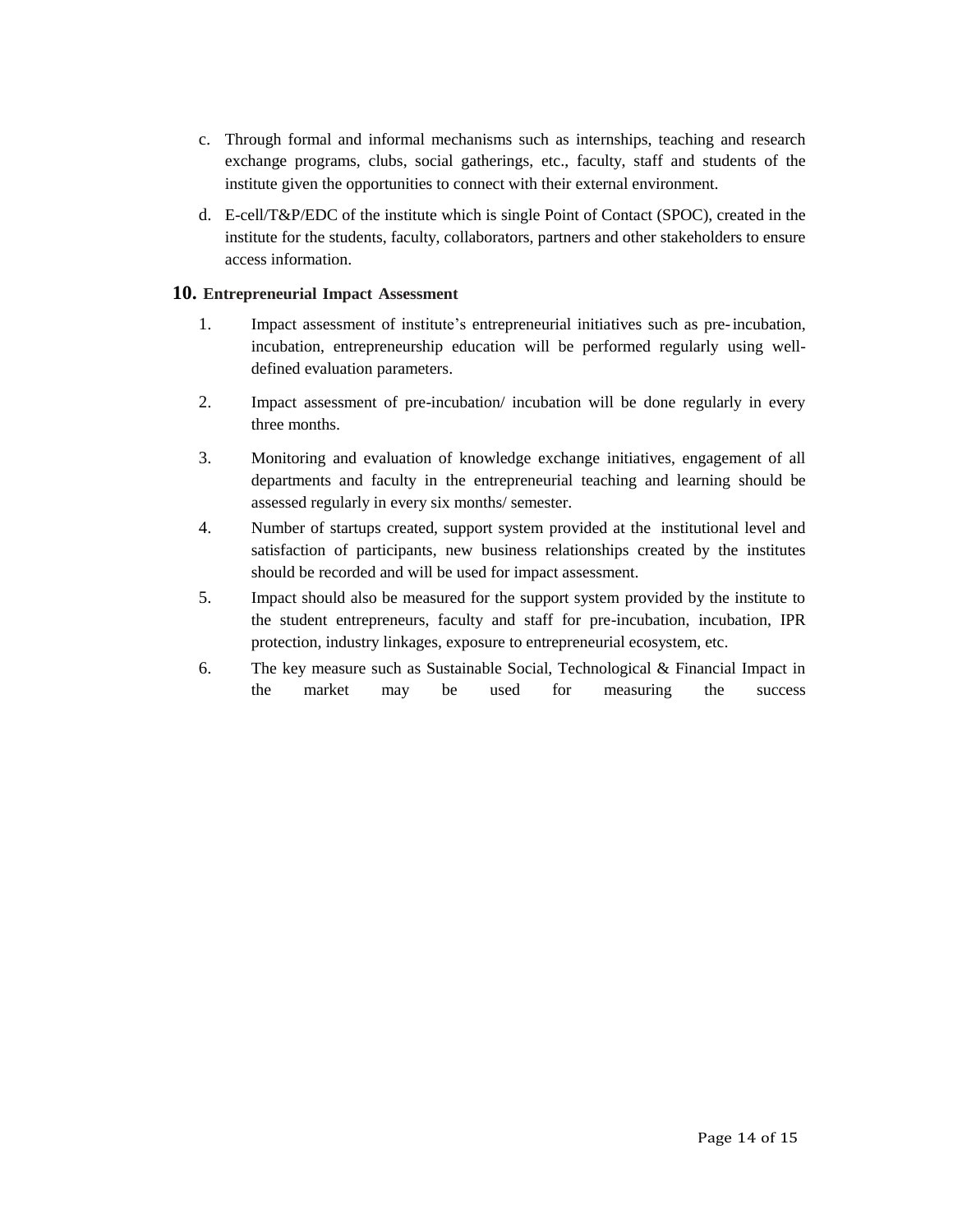c. Through formal and informal mechanisms such as internships, teaching and research exchange programs, clubs, social gatherings, etc., faculty, staff and students of the institute given the opportunities to connect with their external environment.

d. E-cell/T&P/EDC of the institute which is single Point of Contact (SPOC), created in the institute for the students, faculty, collaborators, partners and other stakeholders to ensure access information.

## 10. Entrepreneurial Impact Assessment

1. Impact assessment of institute's entrepreneurial initiatives such as pre-incubation, incubation, entrepreneurship education will be performed regularly using well-defined evaluation parameters.
2. Impact assessment of pre-incubation/ incubation will be done regularly in every three months.
3. Monitoring and evaluation of knowledge exchange initiatives, engagement of all departments and faculty in the entrepreneurial teaching and learning should be assessed regularly in every six months/ semester.
4. Number of startups created, support system provided at the institutional level and satisfaction of participants, new business relationships created by the institutes should be recorded and will be used for impact assessment.
5. Impact should also be measured for the support system provided by the institute to the student entrepreneurs, faculty and staff for pre-incubation, incubation, IPR protection, industry linkages, exposure to entrepreneurial ecosystem, etc.
6. The key measure such as Sustainable Social, Technological & Financial Impact in the market may be used for measuring the success